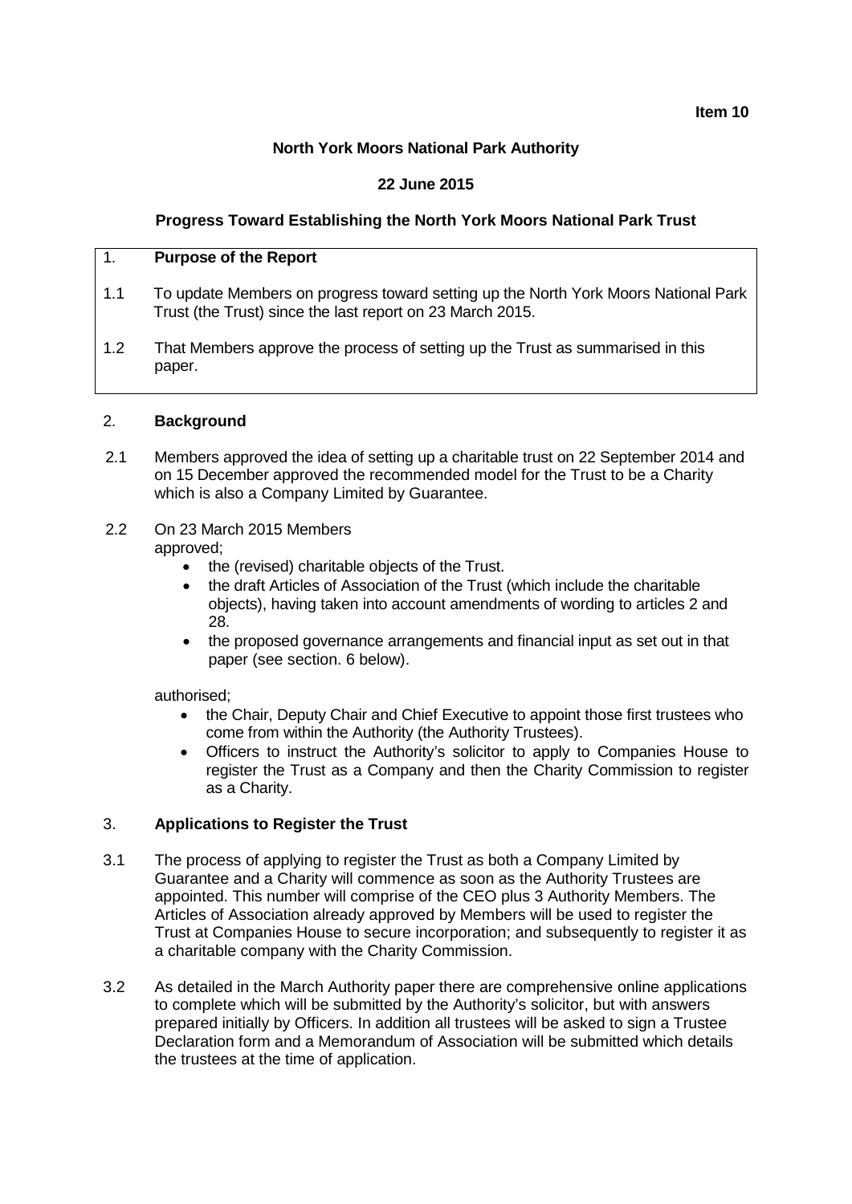**Item 10**

**North York Moors National Park Authority**

**22 June 2015**

**Progress Toward Establishing the North York Moors National Park Trust**

## 1. Purpose of the Report

1.1 To update Members on progress toward setting up the North York Moors National Park Trust (the Trust) since the last report on 23 March 2015.

1.2 That Members approve the process of setting up the Trust as summarised in this paper.

## 2. Background

2.1 Members approved the idea of setting up a charitable trust on 22 September 2014 and on 15 December approved the recommended model for the Trust to be a Charity which is also a Company Limited by Guarantee.

2.2 On 23 March 2015 Members approved;

- the (revised) charitable objects of the Trust.
- the draft Articles of Association of the Trust (which include the charitable objects), having taken into account amendments of wording to articles 2 and 28.
- the proposed governance arrangements and financial input as set out in that paper (see section. 6 below).

authorised;

- the Chair, Deputy Chair and Chief Executive to appoint those first trustees who come from within the Authority (the Authority Trustees).
- Officers to instruct the Authority's solicitor to apply to Companies House to register the Trust as a Company and then the Charity Commission to register as a Charity.

## 3. Applications to Register the Trust

3.1 The process of applying to register the Trust as both a Company Limited by Guarantee and a Charity will commence as soon as the Authority Trustees are appointed. This number will comprise of the CEO plus 3 Authority Members. The Articles of Association already approved by Members will be used to register the Trust at Companies House to secure incorporation; and subsequently to register it as a charitable company with the Charity Commission.

3.2 As detailed in the March Authority paper there are comprehensive online applications to complete which will be submitted by the Authority's solicitor, but with answers prepared initially by Officers. In addition all trustees will be asked to sign a Trustee Declaration form and a Memorandum of Association will be submitted which details the trustees at the time of application.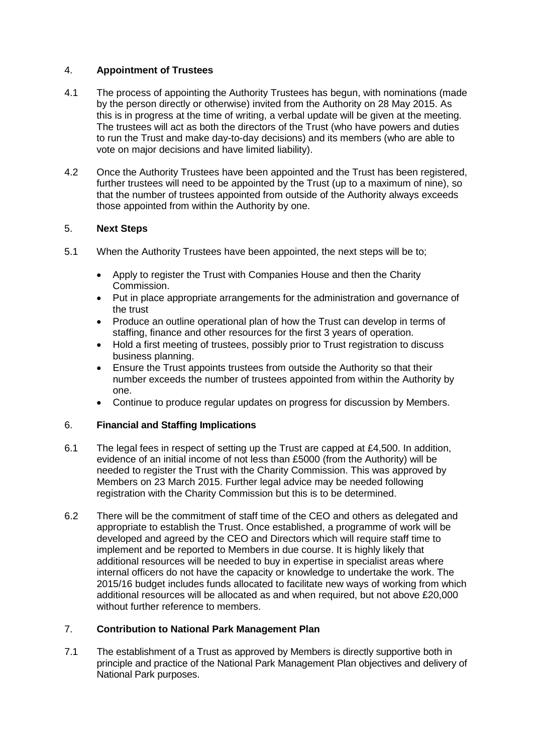## 4. **Appointment of Trustees**

4.1 The process of appointing the Authority Trustees has begun, with nominations (made by the person directly or otherwise) invited from the Authority on 28 May 2015. As this is in progress at the time of writing, a verbal update will be given at the meeting. The trustees will act as both the directors of the Trust (who have powers and duties to run the Trust and make day-to-day decisions) and its members (who are able to vote on major decisions and have limited liability).

4.2 Once the Authority Trustees have been appointed and the Trust has been registered, further trustees will need to be appointed by the Trust (up to a maximum of nine), so that the number of trustees appointed from outside of the Authority always exceeds those appointed from within the Authority by one.

## 5. **Next Steps**

5.1 When the Authority Trustees have been appointed, the next steps will be to;

- Apply to register the Trust with Companies House and then the Charity Commission.
- Put in place appropriate arrangements for the administration and governance of the trust
- Produce an outline operational plan of how the Trust can develop in terms of staffing, finance and other resources for the first 3 years of operation.
- Hold a first meeting of trustees, possibly prior to Trust registration to discuss business planning.
- Ensure the Trust appoints trustees from outside the Authority so that their number exceeds the number of trustees appointed from within the Authority by one.
- Continue to produce regular updates on progress for discussion by Members.

## 6. **Financial and Staffing Implications**

6.1 The legal fees in respect of setting up the Trust are capped at £4,500. In addition, evidence of an initial income of not less than £5000 (from the Authority) will be needed to register the Trust with the Charity Commission. This was approved by Members on 23 March 2015. Further legal advice may be needed following registration with the Charity Commission but this is to be determined.

6.2 There will be the commitment of staff time of the CEO and others as delegated and appropriate to establish the Trust. Once established, a programme of work will be developed and agreed by the CEO and Directors which will require staff time to implement and be reported to Members in due course. It is highly likely that additional resources will be needed to buy in expertise in specialist areas where internal officers do not have the capacity or knowledge to undertake the work. The 2015/16 budget includes funds allocated to facilitate new ways of working from which additional resources will be allocated as and when required, but not above £20,000 without further reference to members.

## 7. **Contribution to National Park Management Plan**

7.1 The establishment of a Trust as approved by Members is directly supportive both in principle and practice of the National Park Management Plan objectives and delivery of National Park purposes.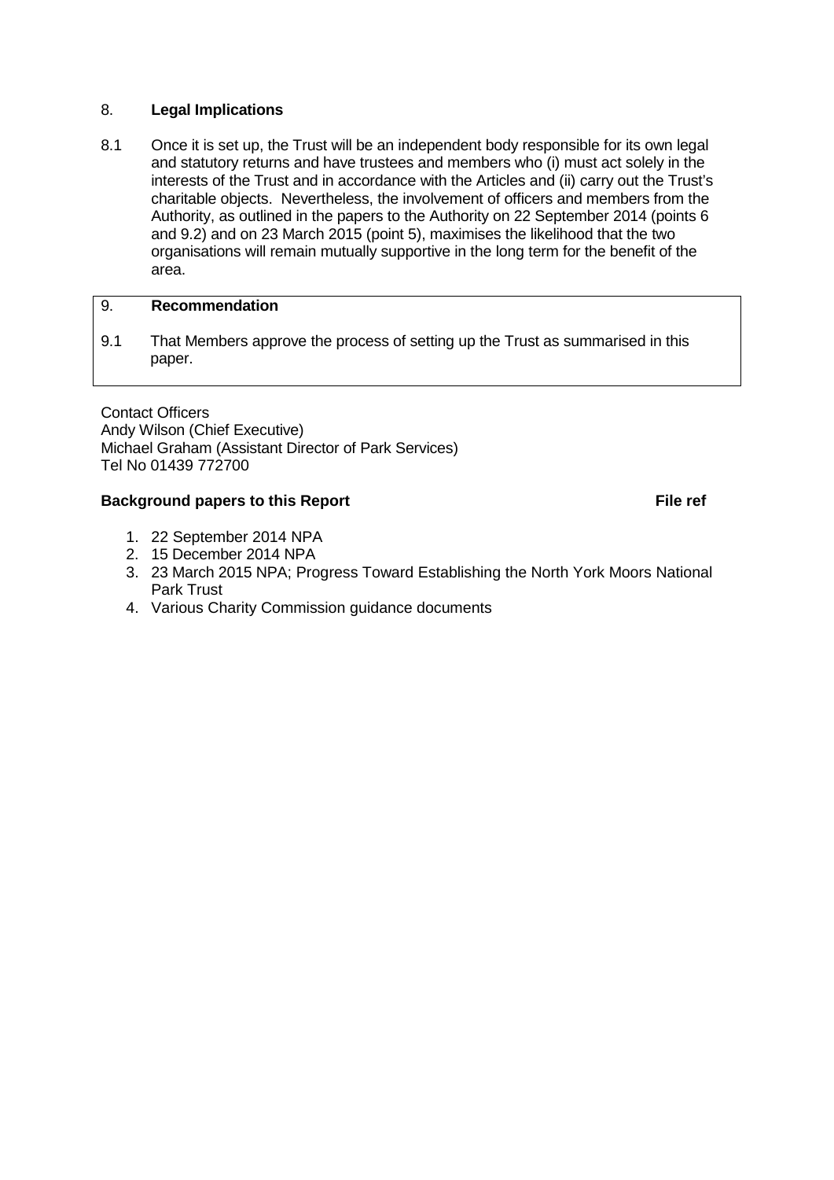## 8. Legal Implications

8.1 Once it is set up, the Trust will be an independent body responsible for its own legal and statutory returns and have trustees and members who (i) must act solely in the interests of the Trust and in accordance with the Articles and (ii) carry out the Trust's charitable objects. Nevertheless, the involvement of officers and members from the Authority, as outlined in the papers to the Authority on 22 September 2014 (points 6 and 9.2) and on 23 March 2015 (point 5), maximises the likelihood that the two organisations will remain mutually supportive in the long term for the benefit of the area.

## 9. Recommendation

9.1 That Members approve the process of setting up the Trust as summarised in this paper.

Contact Officers
Andy Wilson (Chief Executive)
Michael Graham (Assistant Director of Park Services)
Tel No 01439 772700

**Background papers to this Report** **File ref**

1. 22 September 2014 NPA
2. 15 December 2014 NPA
3. 23 March 2015 NPA; Progress Toward Establishing the North York Moors National Park Trust
4. Various Charity Commission guidance documents